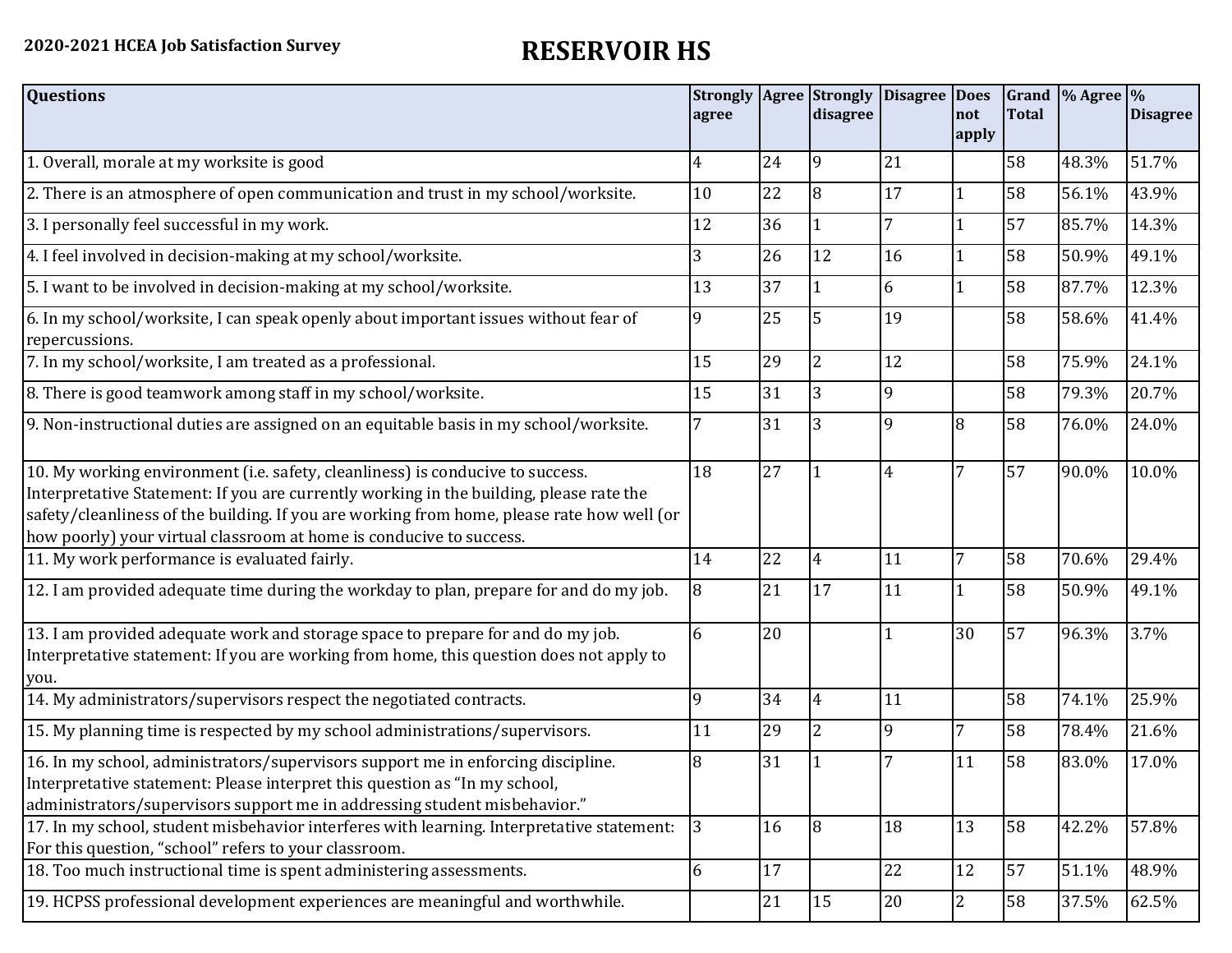**2020-2021 HCEA Job Satisfaction Survey**

# RESERVOIR HS

| Questions | Strongly agree | Agree | Strongly disagree | Disagree | Does not apply | Grand Total | % Agree | % Disagree |
|---|---|---|---|---|---|---|---|---|
| 1. Overall, morale at my worksite is good | 4 | 24 | 9 | 21 | | 58 | 48.3% | 51.7% |
| 2. There is an atmosphere of open communication and trust in my school/worksite. | 10 | 22 | 8 | 17 | 1 | 58 | 56.1% | 43.9% |
| 3. I personally feel successful in my work. | 12 | 36 | 1 | 7 | 1 | 57 | 85.7% | 14.3% |
| 4. I feel involved in decision-making at my school/worksite. | 3 | 26 | 12 | 16 | 1 | 58 | 50.9% | 49.1% |
| 5. I want to be involved in decision-making at my school/worksite. | 13 | 37 | 1 | 6 | 1 | 58 | 87.7% | 12.3% |
| 6. In my school/worksite, I can speak openly about important issues without fear of repercussions. | 9 | 25 | 5 | 19 | | 58 | 58.6% | 41.4% |
| 7. In my school/worksite, I am treated as a professional. | 15 | 29 | 2 | 12 | | 58 | 75.9% | 24.1% |
| 8. There is good teamwork among staff in my school/worksite. | 15 | 31 | 3 | 9 | | 58 | 79.3% | 20.7% |
| 9. Non-instructional duties are assigned on an equitable basis in my school/worksite. | 7 | 31 | 3 | 9 | 8 | 58 | 76.0% | 24.0% |
| 10. My working environment (i.e. safety, cleanliness) is conducive to success. Interpretative Statement: If you are currently working in the building, please rate the safety/cleanliness of the building. If you are working from home, please rate how well (or how poorly) your virtual classroom at home is conducive to success. | 18 | 27 | 1 | 4 | 7 | 57 | 90.0% | 10.0% |
| 11. My work performance is evaluated fairly. | 14 | 22 | 4 | 11 | 7 | 58 | 70.6% | 29.4% |
| 12. I am provided adequate time during the workday to plan, prepare for and do my job. | 8 | 21 | 17 | 11 | 1 | 58 | 50.9% | 49.1% |
| 13. I am provided adequate work and storage space to prepare for and do my job. Interpretative statement: If you are working from home, this question does not apply to you. | 6 | 20 | | 1 | 30 | 57 | 96.3% | 3.7% |
| 14. My administrators/supervisors respect the negotiated contracts. | 9 | 34 | 4 | 11 | | 58 | 74.1% | 25.9% |
| 15. My planning time is respected by my school administrations/supervisors. | 11 | 29 | 2 | 9 | 7 | 58 | 78.4% | 21.6% |
| 16. In my school, administrators/supervisors support me in enforcing discipline. Interpretative statement: Please interpret this question as "In my school, administrators/supervisors support me in addressing student misbehavior." | 8 | 31 | 1 | 7 | 11 | 58 | 83.0% | 17.0% |
| 17. In my school, student misbehavior interferes with learning. Interpretative statement: For this question, "school" refers to your classroom. | 3 | 16 | 8 | 18 | 13 | 58 | 42.2% | 57.8% |
| 18. Too much instructional time is spent administering assessments. | 6 | 17 | | 22 | 12 | 57 | 51.1% | 48.9% |
| 19. HCPSS professional development experiences are meaningful and worthwhile. | | 21 | 15 | 20 | 2 | 58 | 37.5% | 62.5% |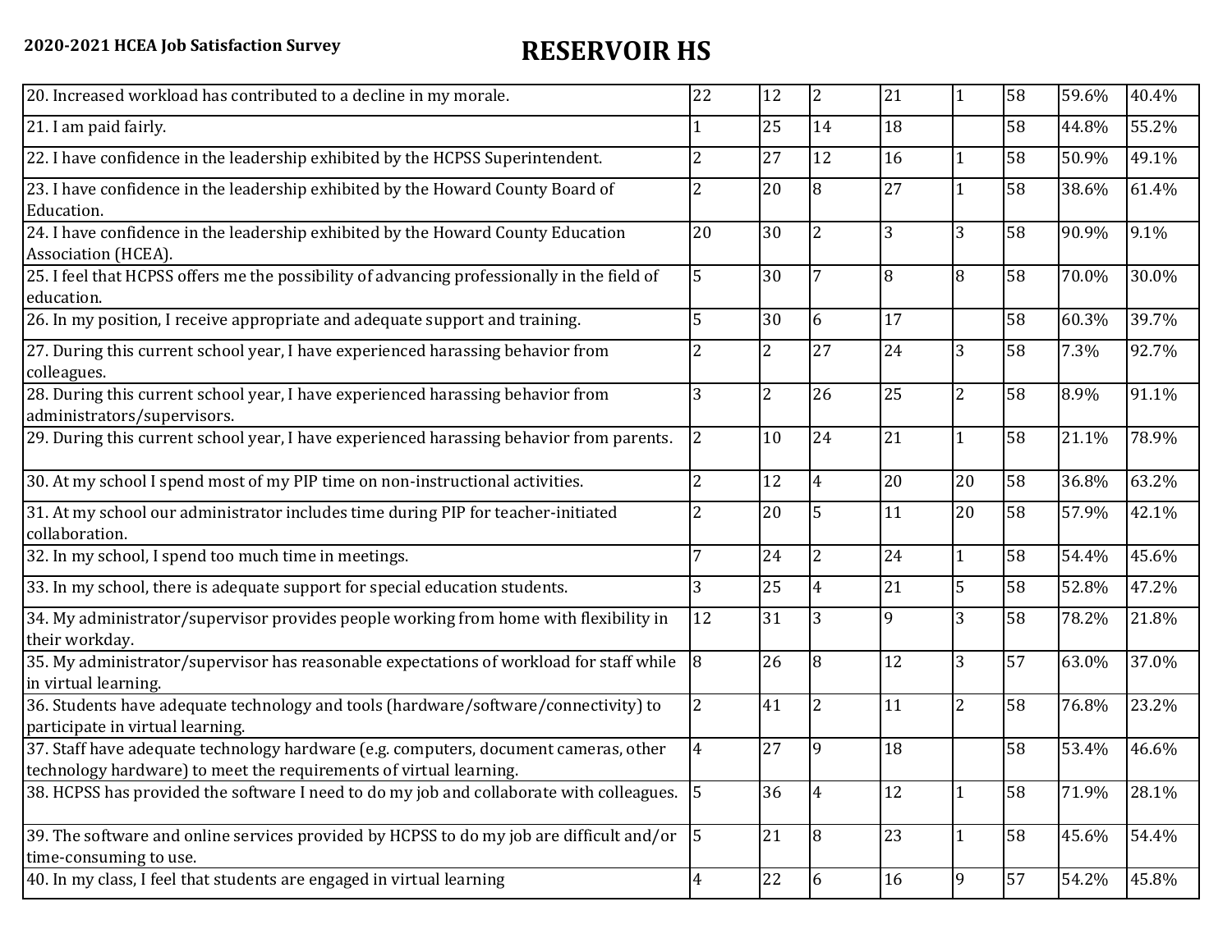**2020-2021 HCEA Job Satisfaction Survey**

# RESERVOIR HS

| | | | | | | | | |
|---|---|---|---|---|---|---|---|---|
| 20. Increased workload has contributed to a decline in my morale. | 22 | 12 | 2 | 21 | 1 | 58 | 59.6% | 40.4% |
| 21. I am paid fairly. | 1 | 25 | 14 | 18 | | 58 | 44.8% | 55.2% |
| 22. I have confidence in the leadership exhibited by the HCPSS Superintendent. | 2 | 27 | 12 | 16 | 1 | 58 | 50.9% | 49.1% |
| 23. I have confidence in the leadership exhibited by the Howard County Board of Education. | 2 | 20 | 8 | 27 | 1 | 58 | 38.6% | 61.4% |
| 24. I have confidence in the leadership exhibited by the Howard County Education Association (HCEA). | 20 | 30 | 2 | 3 | 3 | 58 | 90.9% | 9.1% |
| 25. I feel that HCPSS offers me the possibility of advancing professionally in the field of education. | 5 | 30 | 7 | 8 | 8 | 58 | 70.0% | 30.0% |
| 26. In my position, I receive appropriate and adequate support and training. | 5 | 30 | 6 | 17 | | 58 | 60.3% | 39.7% |
| 27. During this current school year, I have experienced harassing behavior from colleagues. | 2 | 2 | 27 | 24 | 3 | 58 | 7.3% | 92.7% |
| 28. During this current school year, I have experienced harassing behavior from administrators/supervisors. | 3 | 2 | 26 | 25 | 2 | 58 | 8.9% | 91.1% |
| 29. During this current school year, I have experienced harassing behavior from parents. | 2 | 10 | 24 | 21 | 1 | 58 | 21.1% | 78.9% |
| 30. At my school I spend most of my PIP time on non-instructional activities. | 2 | 12 | 4 | 20 | 20 | 58 | 36.8% | 63.2% |
| 31. At my school our administrator includes time during PIP for teacher-initiated collaboration. | 2 | 20 | 5 | 11 | 20 | 58 | 57.9% | 42.1% |
| 32. In my school, I spend too much time in meetings. | 7 | 24 | 2 | 24 | 1 | 58 | 54.4% | 45.6% |
| 33. In my school, there is adequate support for special education students. | 3 | 25 | 4 | 21 | 5 | 58 | 52.8% | 47.2% |
| 34. My administrator/supervisor provides people working from home with flexibility in their workday. | 12 | 31 | 3 | 9 | 3 | 58 | 78.2% | 21.8% |
| 35. My administrator/supervisor has reasonable expectations of workload for staff while in virtual learning. | 8 | 26 | 8 | 12 | 3 | 57 | 63.0% | 37.0% |
| 36. Students have adequate technology and tools (hardware/software/connectivity) to participate in virtual learning. | 2 | 41 | 2 | 11 | 2 | 58 | 76.8% | 23.2% |
| 37. Staff have adequate technology hardware (e.g. computers, document cameras, other technology hardware) to meet the requirements of virtual learning. | 4 | 27 | 9 | 18 | | 58 | 53.4% | 46.6% |
| 38. HCPSS has provided the software I need to do my job and collaborate with colleagues. | 5 | 36 | 4 | 12 | 1 | 58 | 71.9% | 28.1% |
| 39. The software and online services provided by HCPSS to do my job are difficult and/or time-consuming to use. | 5 | 21 | 8 | 23 | 1 | 58 | 45.6% | 54.4% |
| 40. In my class, I feel that students are engaged in virtual learning | 4 | 22 | 6 | 16 | 9 | 57 | 54.2% | 45.8% |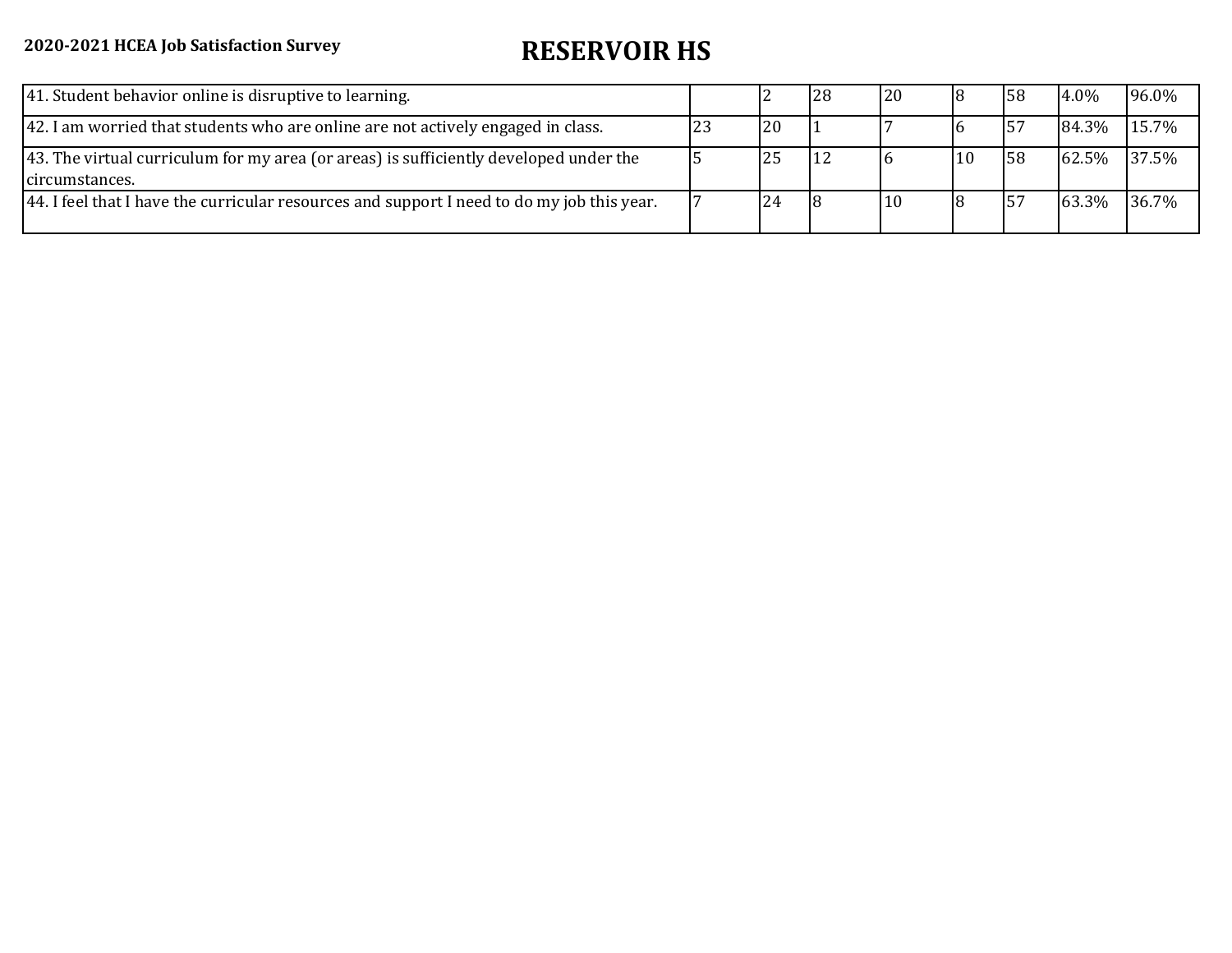**2020-2021 HCEA Job Satisfaction Survey**

# RESERVOIR HS

| | | | | | | | | |
|---|---|---|---|---|---|---|---|---|
| 41. Student behavior online is disruptive to learning. | | 2 | 28 | 20 | 8 | 58 | 4.0% | 96.0% |
| 42. I am worried that students who are online are not actively engaged in class. | 23 | 20 | 1 | 7 | 6 | 57 | 84.3% | 15.7% |
| 43. The virtual curriculum for my area (or areas) is sufficiently developed under the circumstances. | 5 | 25 | 12 | 6 | 10 | 58 | 62.5% | 37.5% |
| 44. I feel that I have the curricular resources and support I need to do my job this year. | 7 | 24 | 8 | 10 | 8 | 57 | 63.3% | 36.7% |